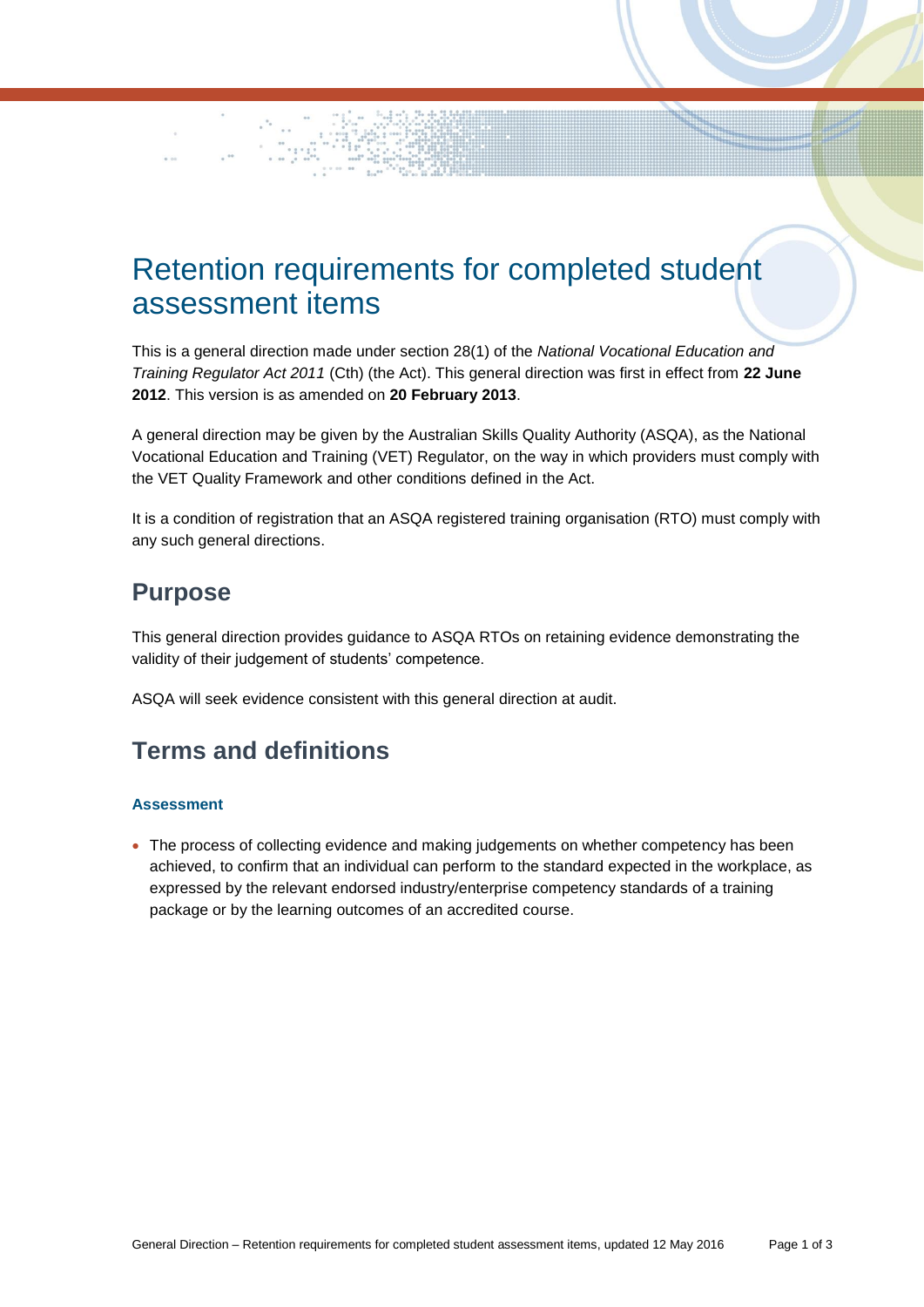# Retention requirements for completed student assessment items

This is a general direction made under section 28(1) of the *National Vocational Education and Training Regulator Act 2011* (Cth) (the Act). This general direction was first in effect from **22 June 2012**. This version is as amended on **20 February 2013**.

A general direction may be given by the Australian Skills Quality Authority (ASQA), as the National Vocational Education and Training (VET) Regulator, on the way in which providers must comply with the VET Quality Framework and other conditions defined in the Act.

It is a condition of registration that an ASQA registered training organisation (RTO) must comply with any such general directions.

## Purpose

This general direction provides guidance to ASQA RTOs on retaining evidence demonstrating the validity of their judgement of students' competence.

ASQA will seek evidence consistent with this general direction at audit.

## Terms and definitions

### Assessment

- The process of collecting evidence and making judgements on whether competency has been achieved, to confirm that an individual can perform to the standard expected in the workplace, as expressed by the relevant endorsed industry/enterprise competency standards of a training package or by the learning outcomes of an accredited course.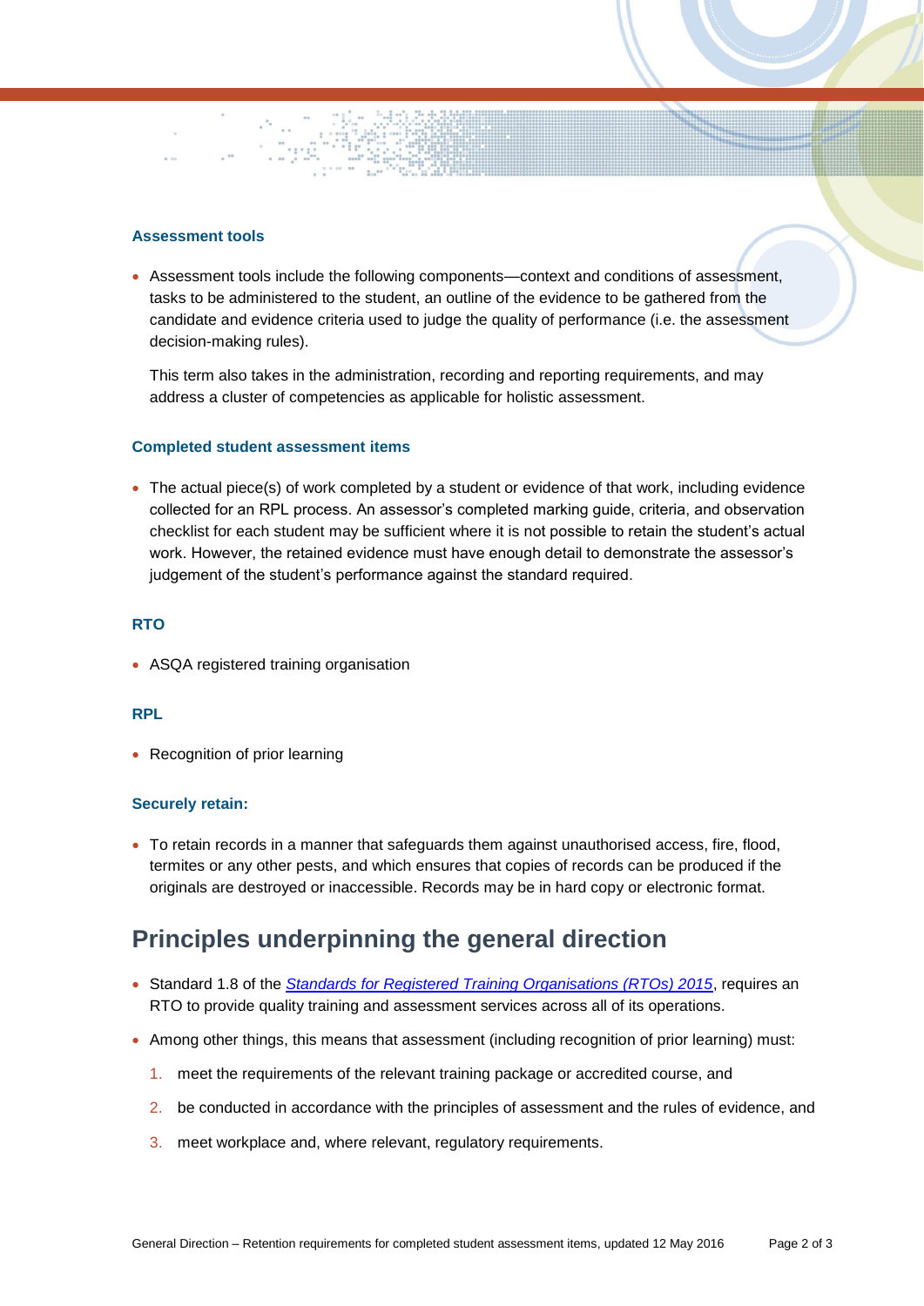### Assessment tools

- Assessment tools include the following components—context and conditions of assessment, tasks to be administered to the student, an outline of the evidence to be gathered from the candidate and evidence criteria used to judge the quality of performance (i.e. the assessment decision-making rules).

  This term also takes in the administration, recording and reporting requirements, and may address a cluster of competencies as applicable for holistic assessment.

### Completed student assessment items

- The actual piece(s) of work completed by a student or evidence of that work, including evidence collected for an RPL process. An assessor's completed marking guide, criteria, and observation checklist for each student may be sufficient where it is not possible to retain the student's actual work. However, the retained evidence must have enough detail to demonstrate the assessor's judgement of the student's performance against the standard required.

### RTO

- ASQA registered training organisation

### RPL

- Recognition of prior learning

### Securely retain:

- To retain records in a manner that safeguards them against unauthorised access, fire, flood, termites or any other pests, and which ensures that copies of records can be produced if the originals are destroyed or inaccessible. Records may be in hard copy or electronic format.

## Principles underpinning the general direction

- Standard 1.8 of the *Standards for Registered Training Organisations (RTOs) 2015*, requires an RTO to provide quality training and assessment services across all of its operations.
- Among other things, this means that assessment (including recognition of prior learning) must:
  1. meet the requirements of the relevant training package or accredited course, and
  2. be conducted in accordance with the principles of assessment and the rules of evidence, and
  3. meet workplace and, where relevant, regulatory requirements.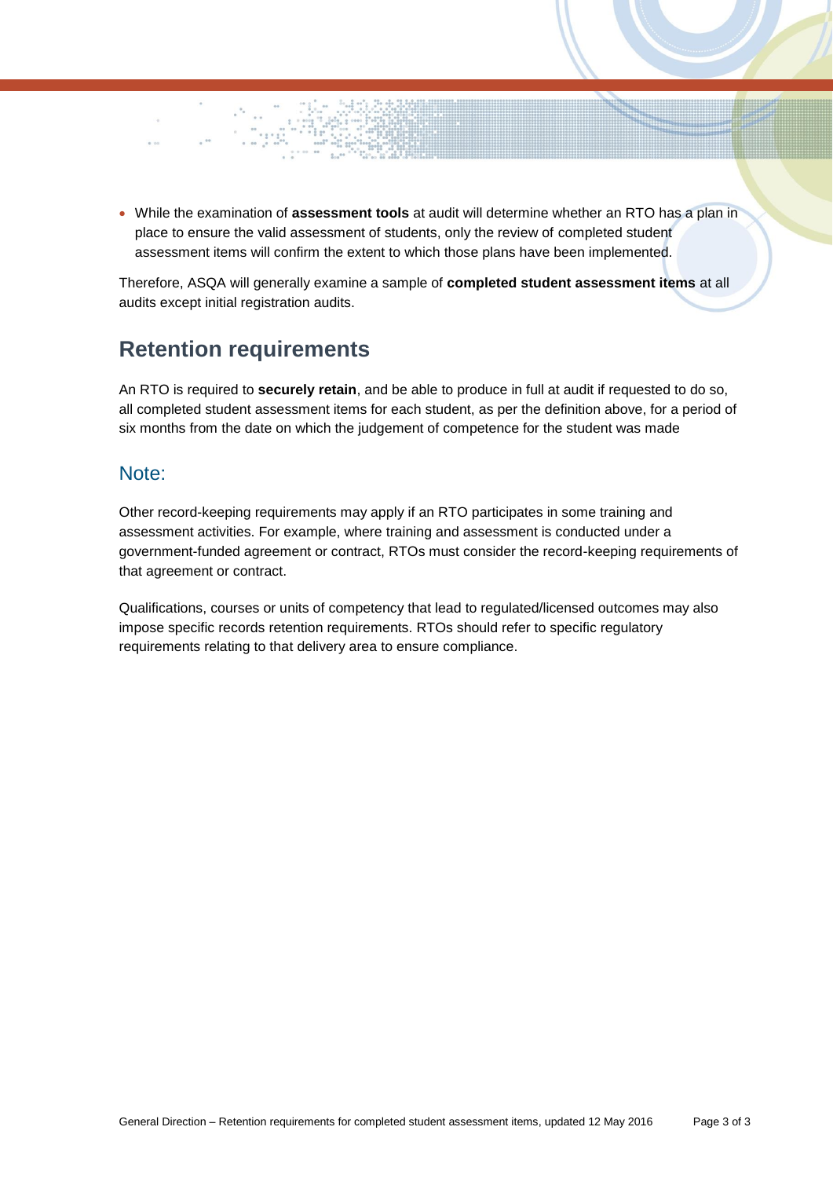- While the examination of **assessment tools** at audit will determine whether an RTO has a plan in place to ensure the valid assessment of students, only the review of completed student assessment items will confirm the extent to which those plans have been implemented.

Therefore, ASQA will generally examine a sample of **completed student assessment items** at all audits except initial registration audits.

## Retention requirements

An RTO is required to **securely retain**, and be able to produce in full at audit if requested to do so, all completed student assessment items for each student, as per the definition above, for a period of six months from the date on which the judgement of competence for the student was made

### Note:

Other record-keeping requirements may apply if an RTO participates in some training and assessment activities. For example, where training and assessment is conducted under a government-funded agreement or contract, RTOs must consider the record-keeping requirements of that agreement or contract.

Qualifications, courses or units of competency that lead to regulated/licensed outcomes may also impose specific records retention requirements. RTOs should refer to specific regulatory requirements relating to that delivery area to ensure compliance.